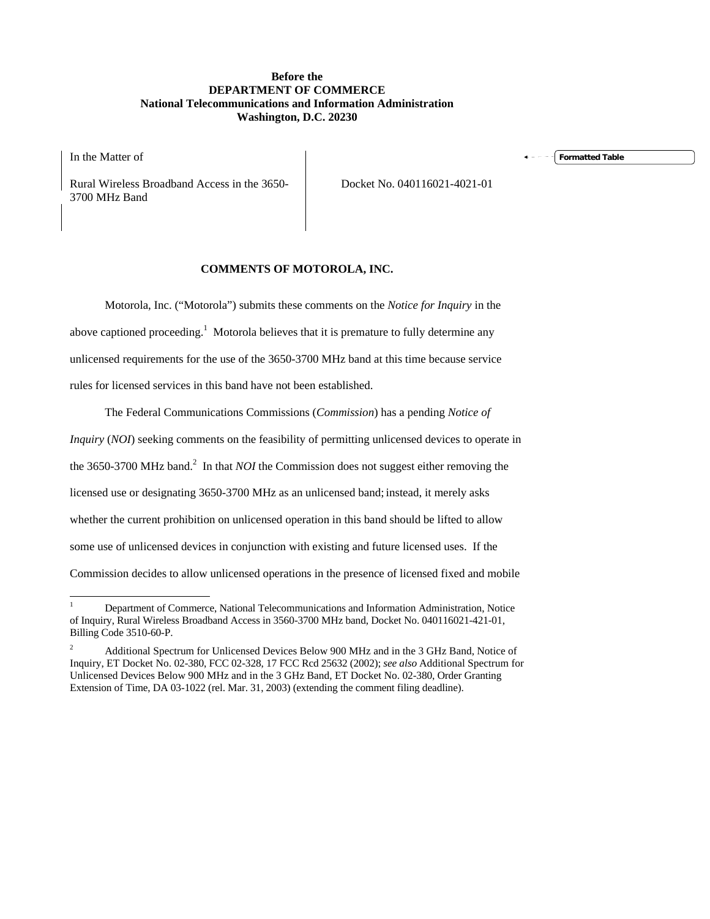**Before the**
**DEPARTMENT OF COMMERCE**
**National Telecommunications and Information Administration**
**Washington, D.C. 20230**

| In the Matter of<br><br>Rural Wireless Broadband Access in the 3650-3700 MHz Band | Docket No. 040116021-4021-01 |
|---|---|

**COMMENTS OF MOTOROLA, INC.**

Motorola, Inc. ("Motorola") submits these comments on the *Notice for Inquiry* in the above captioned proceeding.[1] Motorola believes that it is premature to fully determine any unlicensed requirements for the use of the 3650-3700 MHz band at this time because service rules for licensed services in this band have not been established.

The Federal Communications Commissions (*Commission*) has a pending *Notice of Inquiry* (*NOI*) seeking comments on the feasibility of permitting unlicensed devices to operate in the 3650-3700 MHz band.[2] In that *NOI* the Commission does not suggest either removing the licensed use or designating 3650-3700 MHz as an unlicensed band; instead, it merely asks whether the current prohibition on unlicensed operation in this band should be lifted to allow some use of unlicensed devices in conjunction with existing and future licensed uses. If the Commission decides to allow unlicensed operations in the presence of licensed fixed and mobile

---

[1] Department of Commerce, National Telecommunications and Information Administration, Notice of Inquiry, Rural Wireless Broadband Access in 3560-3700 MHz band, Docket No. 040116021-421-01, Billing Code 3510-60-P.

[2] Additional Spectrum for Unlicensed Devices Below 900 MHz and in the 3 GHz Band, Notice of Inquiry, ET Docket No. 02-380, FCC 02-328, 17 FCC Rcd 25632 (2002); *see also* Additional Spectrum for Unlicensed Devices Below 900 MHz and in the 3 GHz Band, ET Docket No. 02-380, Order Granting Extension of Time, DA 03-1022 (rel. Mar. 31, 2003) (extending the comment filing deadline).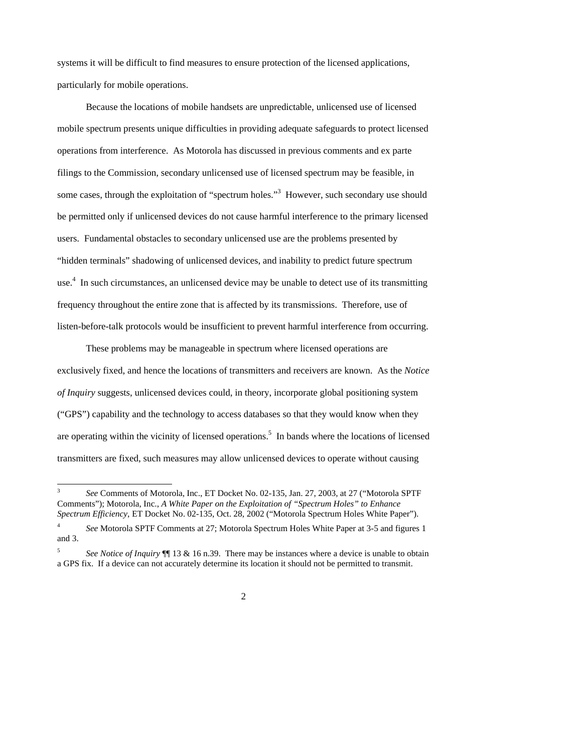systems it will be difficult to find measures to ensure protection of the licensed applications, particularly for mobile operations.

Because the locations of mobile handsets are unpredictable, unlicensed use of licensed mobile spectrum presents unique difficulties in providing adequate safeguards to protect licensed operations from interference. As Motorola has discussed in previous comments and ex parte filings to the Commission, secondary unlicensed use of licensed spectrum may be feasible, in some cases, through the exploitation of "spectrum holes."[3] However, such secondary use should be permitted only if unlicensed devices do not cause harmful interference to the primary licensed users. Fundamental obstacles to secondary unlicensed use are the problems presented by "hidden terminals" shadowing of unlicensed devices, and inability to predict future spectrum use.[4] In such circumstances, an unlicensed device may be unable to detect use of its transmitting frequency throughout the entire zone that is affected by its transmissions. Therefore, use of listen-before-talk protocols would be insufficient to prevent harmful interference from occurring.

These problems may be manageable in spectrum where licensed operations are exclusively fixed, and hence the locations of transmitters and receivers are known. As the *Notice of Inquiry* suggests, unlicensed devices could, in theory, incorporate global positioning system ("GPS") capability and the technology to access databases so that they would know when they are operating within the vicinity of licensed operations.[5] In bands where the locations of licensed transmitters are fixed, such measures may allow unlicensed devices to operate without causing

---

[3] *See* Comments of Motorola, Inc., ET Docket No. 02-135, Jan. 27, 2003, at 27 ("Motorola SPTF Comments"); Motorola, Inc., *A White Paper on the Exploitation of "Spectrum Holes" to Enhance Spectrum Efficiency*, ET Docket No. 02-135, Oct. 28, 2002 ("Motorola Spectrum Holes White Paper").

[4] *See* Motorola SPTF Comments at 27; Motorola Spectrum Holes White Paper at 3-5 and figures 1 and 3.

[5] *See Notice of Inquiry* ¶¶ 13 & 16 n.39. There may be instances where a device is unable to obtain a GPS fix. If a device can not accurately determine its location it should not be permitted to transmit.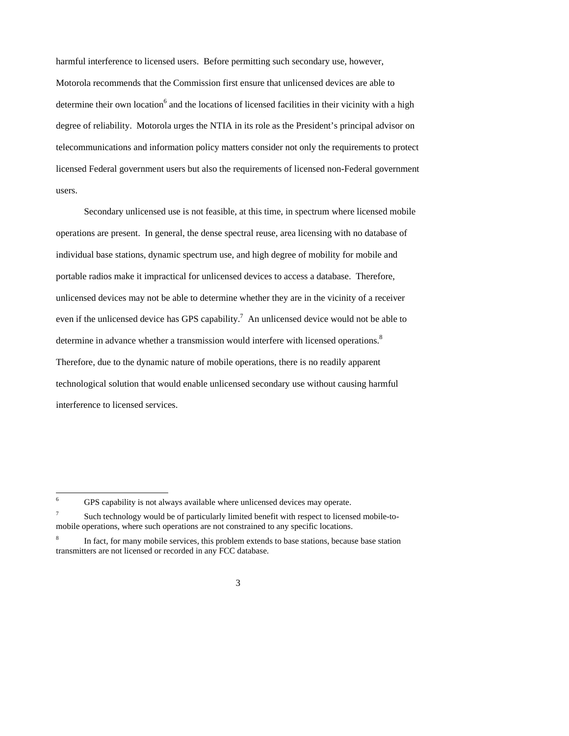harmful interference to licensed users. Before permitting such secondary use, however, Motorola recommends that the Commission first ensure that unlicensed devices are able to determine their own location[6] and the locations of licensed facilities in their vicinity with a high degree of reliability. Motorola urges the NTIA in its role as the President's principal advisor on telecommunications and information policy matters consider not only the requirements to protect licensed Federal government users but also the requirements of licensed non-Federal government users.

Secondary unlicensed use is not feasible, at this time, in spectrum where licensed mobile operations are present. In general, the dense spectral reuse, area licensing with no database of individual base stations, dynamic spectrum use, and high degree of mobility for mobile and portable radios make it impractical for unlicensed devices to access a database. Therefore, unlicensed devices may not be able to determine whether they are in the vicinity of a receiver even if the unlicensed device has GPS capability.[7] An unlicensed device would not be able to determine in advance whether a transmission would interfere with licensed operations.[8] Therefore, due to the dynamic nature of mobile operations, there is no readily apparent technological solution that would enable unlicensed secondary use without causing harmful interference to licensed services.

---

[6] GPS capability is not always available where unlicensed devices may operate.

[7] Such technology would be of particularly limited benefit with respect to licensed mobile-to-mobile operations, where such operations are not constrained to any specific locations.

[8] In fact, for many mobile services, this problem extends to base stations, because base station transmitters are not licensed or recorded in any FCC database.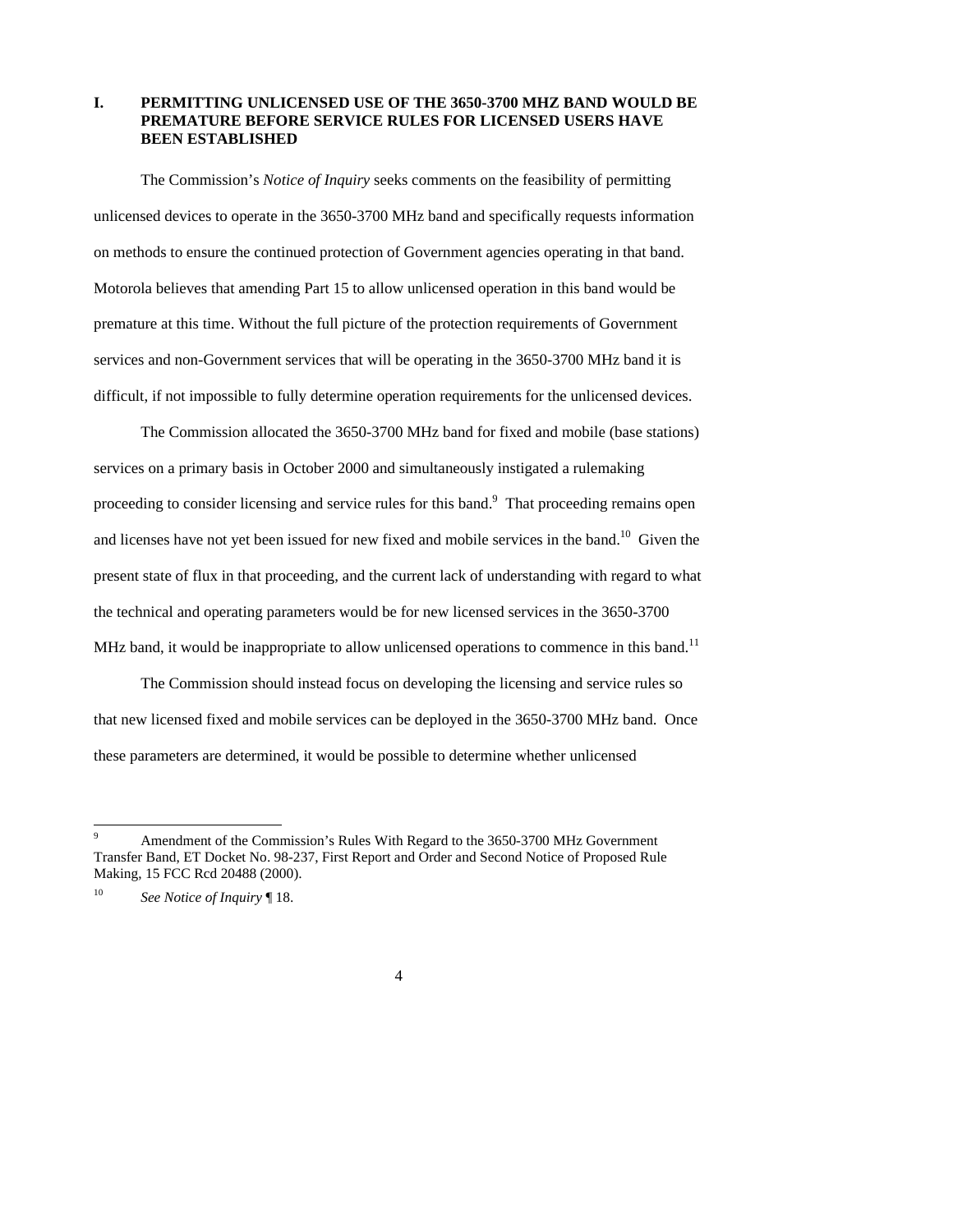## I. PERMITTING UNLICENSED USE OF THE 3650-3700 MHZ BAND WOULD BE PREMATURE BEFORE SERVICE RULES FOR LICENSED USERS HAVE BEEN ESTABLISHED

The Commission's *Notice of Inquiry* seeks comments on the feasibility of permitting unlicensed devices to operate in the 3650-3700 MHz band and specifically requests information on methods to ensure the continued protection of Government agencies operating in that band. Motorola believes that amending Part 15 to allow unlicensed operation in this band would be premature at this time. Without the full picture of the protection requirements of Government services and non-Government services that will be operating in the 3650-3700 MHz band it is difficult, if not impossible to fully determine operation requirements for the unlicensed devices.

The Commission allocated the 3650-3700 MHz band for fixed and mobile (base stations) services on a primary basis in October 2000 and simultaneously instigated a rulemaking proceeding to consider licensing and service rules for this band.[9] That proceeding remains open and licenses have not yet been issued for new fixed and mobile services in the band.[10] Given the present state of flux in that proceeding, and the current lack of understanding with regard to what the technical and operating parameters would be for new licensed services in the 3650-3700 MHz band, it would be inappropriate to allow unlicensed operations to commence in this band.[11]

The Commission should instead focus on developing the licensing and service rules so that new licensed fixed and mobile services can be deployed in the 3650-3700 MHz band. Once these parameters are determined, it would be possible to determine whether unlicensed

---

[9] Amendment of the Commission's Rules With Regard to the 3650-3700 MHz Government Transfer Band, ET Docket No. 98-237, First Report and Order and Second Notice of Proposed Rule Making, 15 FCC Rcd 20488 (2000).

[10] *See Notice of Inquiry* ¶ 18.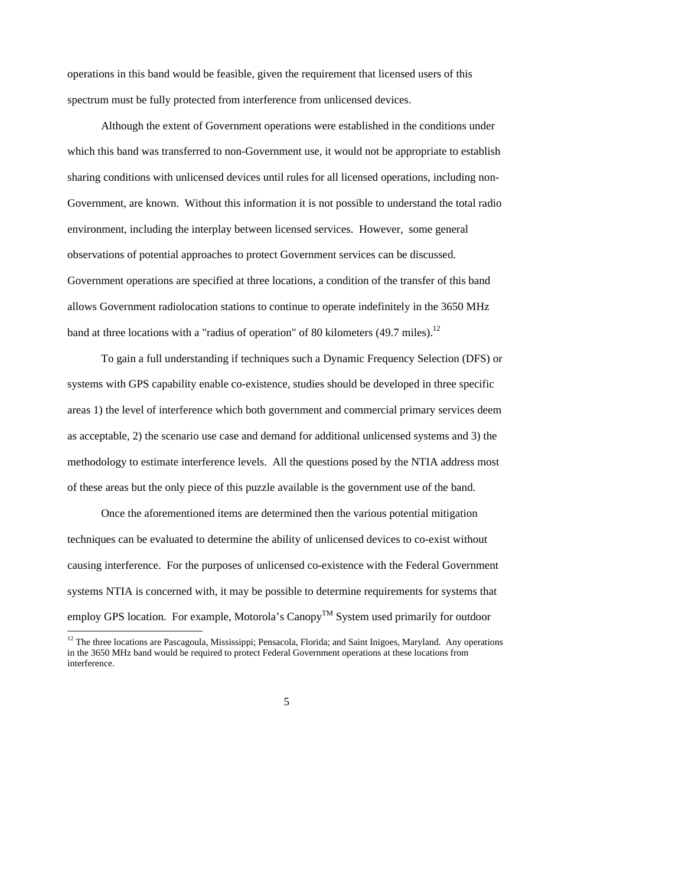operations in this band would be feasible, given the requirement that licensed users of this spectrum must be fully protected from interference from unlicensed devices.

Although the extent of Government operations were established in the conditions under which this band was transferred to non-Government use, it would not be appropriate to establish sharing conditions with unlicensed devices until rules for all licensed operations, including non-Government, are known. Without this information it is not possible to understand the total radio environment, including the interplay between licensed services. However, some general observations of potential approaches to protect Government services can be discussed. Government operations are specified at three locations, a condition of the transfer of this band allows Government radiolocation stations to continue to operate indefinitely in the 3650 MHz band at three locations with a "radius of operation" of 80 kilometers (49.7 miles).[12]

To gain a full understanding if techniques such a Dynamic Frequency Selection (DFS) or systems with GPS capability enable co-existence, studies should be developed in three specific areas 1) the level of interference which both government and commercial primary services deem as acceptable, 2) the scenario use case and demand for additional unlicensed systems and 3) the methodology to estimate interference levels. All the questions posed by the NTIA address most of these areas but the only piece of this puzzle available is the government use of the band.

Once the aforementioned items are determined then the various potential mitigation techniques can be evaluated to determine the ability of unlicensed devices to co-exist without causing interference. For the purposes of unlicensed co-existence with the Federal Government systems NTIA is concerned with, it may be possible to determine requirements for systems that employ GPS location. For example, Motorola's Canopy™ System used primarily for outdoor

[12] The three locations are Pascagoula, Mississippi; Pensacola, Florida; and Saint Inigoes, Maryland. Any operations in the 3650 MHz band would be required to protect Federal Government operations at these locations from interference.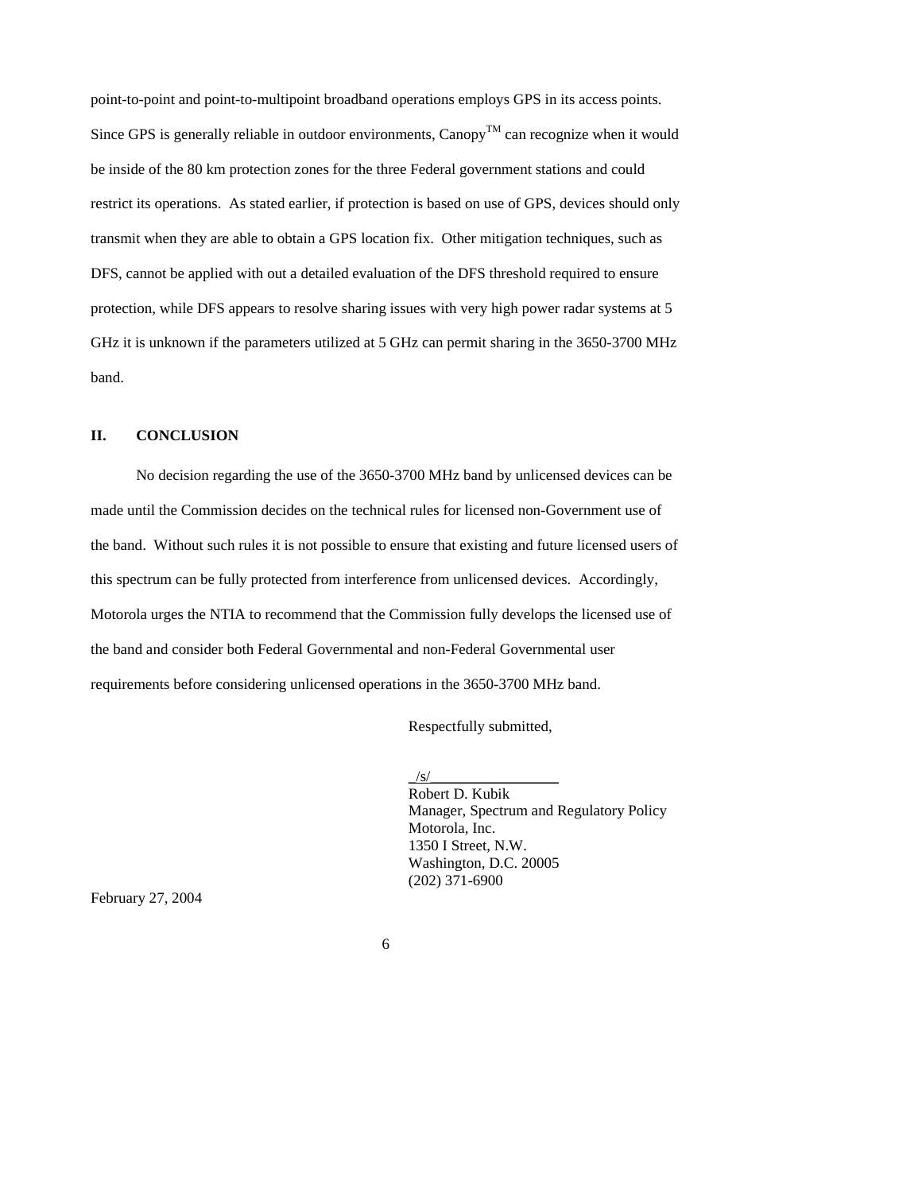point-to-point and point-to-multipoint broadband operations employs GPS in its access points. Since GPS is generally reliable in outdoor environments, Canopy™ can recognize when it would be inside of the 80 km protection zones for the three Federal government stations and could restrict its operations. As stated earlier, if protection is based on use of GPS, devices should only transmit when they are able to obtain a GPS location fix. Other mitigation techniques, such as DFS, cannot be applied with out a detailed evaluation of the DFS threshold required to ensure protection, while DFS appears to resolve sharing issues with very high power radar systems at 5 GHz it is unknown if the parameters utilized at 5 GHz can permit sharing in the 3650-3700 MHz band.

## II. CONCLUSION

No decision regarding the use of the 3650-3700 MHz band by unlicensed devices can be made until the Commission decides on the technical rules for licensed non-Government use of the band. Without such rules it is not possible to ensure that existing and future licensed users of this spectrum can be fully protected from interference from unlicensed devices. Accordingly, Motorola urges the NTIA to recommend that the Commission fully develops the licensed use of the band and consider both Federal Governmental and non-Federal Governmental user requirements before considering unlicensed operations in the 3650-3700 MHz band.

Respectfully submitted,

/s/

Robert D. Kubik
Manager, Spectrum and Regulatory Policy
Motorola, Inc.
1350 I Street, N.W.
Washington, D.C. 20005
(202) 371-6900

February 27, 2004